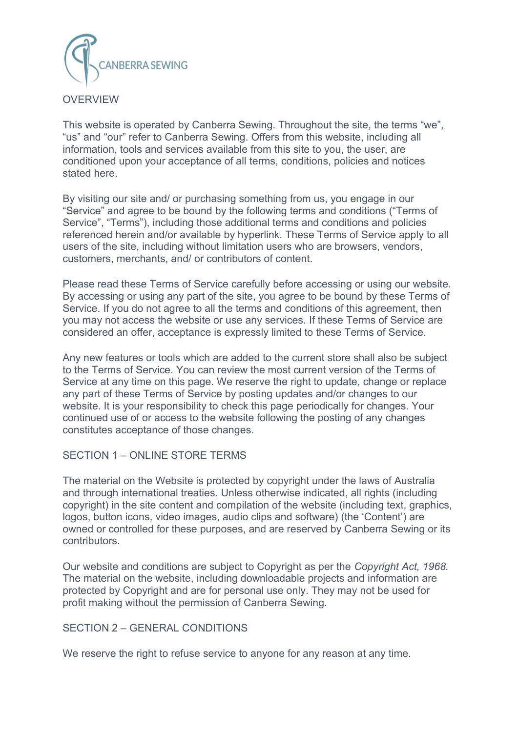CANBERRA SEWING

## OVERVIEW

This website is operated by Canberra Sewing. Throughout the site, the terms "we", "us" and "our" refer to Canberra Sewing. Offers from this website, including all information, tools and services available from this site to you, the user, are conditioned upon your acceptance of all terms, conditions, policies and notices stated here.

By visiting our site and/ or purchasing something from us, you engage in our "Service" and agree to be bound by the following terms and conditions ("Terms of Service", "Terms"), including those additional terms and conditions and policies referenced herein and/or available by hyperlink. These Terms of Service apply to all users of the site, including without limitation users who are browsers, vendors, customers, merchants, and/ or contributors of content.

Please read these Terms of Service carefully before accessing or using our website. By accessing or using any part of the site, you agree to be bound by these Terms of Service. If you do not agree to all the terms and conditions of this agreement, then you may not access the website or use any services. If these Terms of Service are considered an offer, acceptance is expressly limited to these Terms of Service.

Any new features or tools which are added to the current store shall also be subject to the Terms of Service. You can review the most current version of the Terms of Service at any time on this page. We reserve the right to update, change or replace any part of these Terms of Service by posting updates and/or changes to our website. It is your responsibility to check this page periodically for changes. Your continued use of or access to the website following the posting of any changes constitutes acceptance of those changes.

## SECTION 1 – ONLINE STORE TERMS

The material on the Website is protected by copyright under the laws of Australia and through international treaties. Unless otherwise indicated, all rights (including copyright) in the site content and compilation of the website (including text, graphics, logos, button icons, video images, audio clips and software) (the 'Content') are owned or controlled for these purposes, and are reserved by Canberra Sewing or its contributors.

Our website and conditions are subject to Copyright as per the *Copyright Act, 1968.* The material on the website, including downloadable projects and information are protected by Copyright and are for personal use only. They may not be used for profit making without the permission of Canberra Sewing.

## SECTION 2 – GENERAL CONDITIONS

We reserve the right to refuse service to anyone for any reason at any time.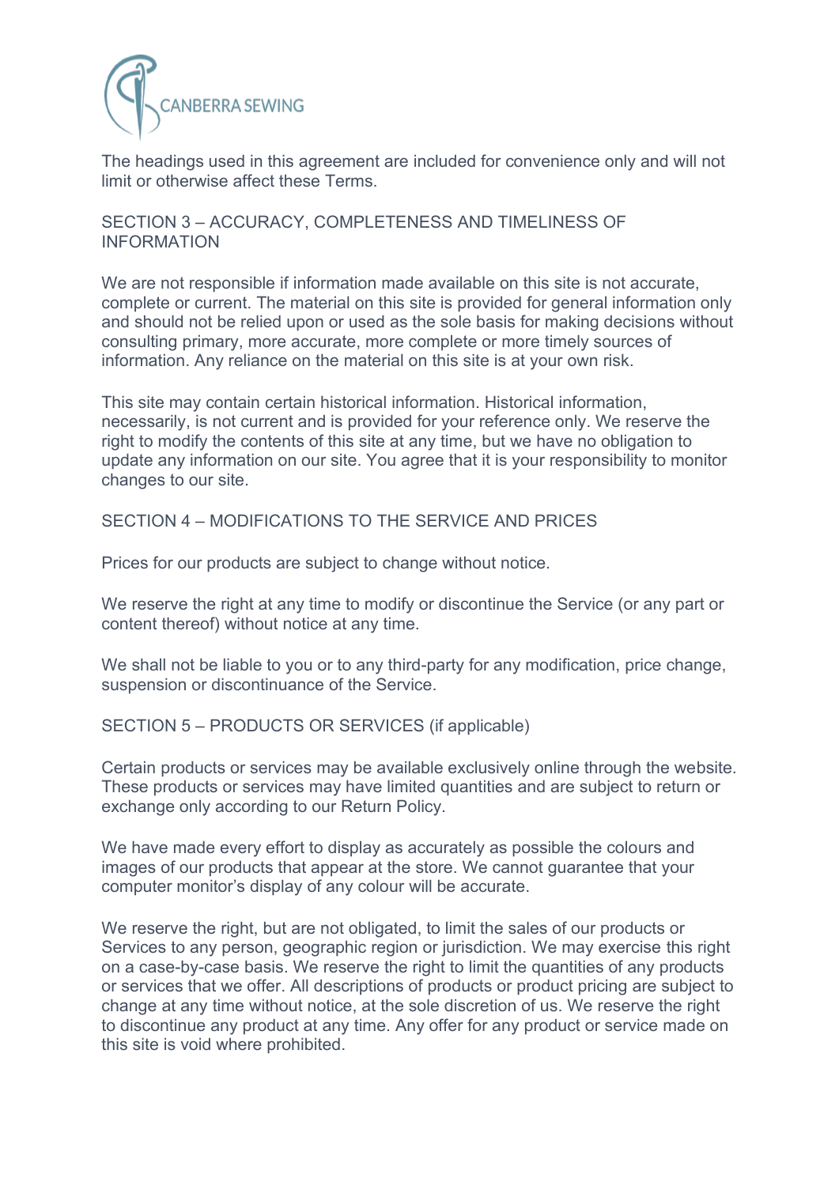The headings used in this agreement are included for convenience only and will not limit or otherwise affect these Terms.

## SECTION 3 – ACCURACY, COMPLETENESS AND TIMELINESS OF INFORMATION

We are not responsible if information made available on this site is not accurate, complete or current. The material on this site is provided for general information only and should not be relied upon or used as the sole basis for making decisions without consulting primary, more accurate, more complete or more timely sources of information. Any reliance on the material on this site is at your own risk.

This site may contain certain historical information. Historical information, necessarily, is not current and is provided for your reference only. We reserve the right to modify the contents of this site at any time, but we have no obligation to update any information on our site. You agree that it is your responsibility to monitor changes to our site.

## SECTION 4 – MODIFICATIONS TO THE SERVICE AND PRICES

Prices for our products are subject to change without notice.

We reserve the right at any time to modify or discontinue the Service (or any part or content thereof) without notice at any time.

We shall not be liable to you or to any third-party for any modification, price change, suspension or discontinuance of the Service.

## SECTION 5 – PRODUCTS OR SERVICES (if applicable)

Certain products or services may be available exclusively online through the website. These products or services may have limited quantities and are subject to return or exchange only according to our Return Policy.

We have made every effort to display as accurately as possible the colours and images of our products that appear at the store. We cannot guarantee that your computer monitor's display of any colour will be accurate.

We reserve the right, but are not obligated, to limit the sales of our products or Services to any person, geographic region or jurisdiction. We may exercise this right on a case-by-case basis. We reserve the right to limit the quantities of any products or services that we offer. All descriptions of products or product pricing are subject to change at any time without notice, at the sole discretion of us. We reserve the right to discontinue any product at any time. Any offer for any product or service made on this site is void where prohibited.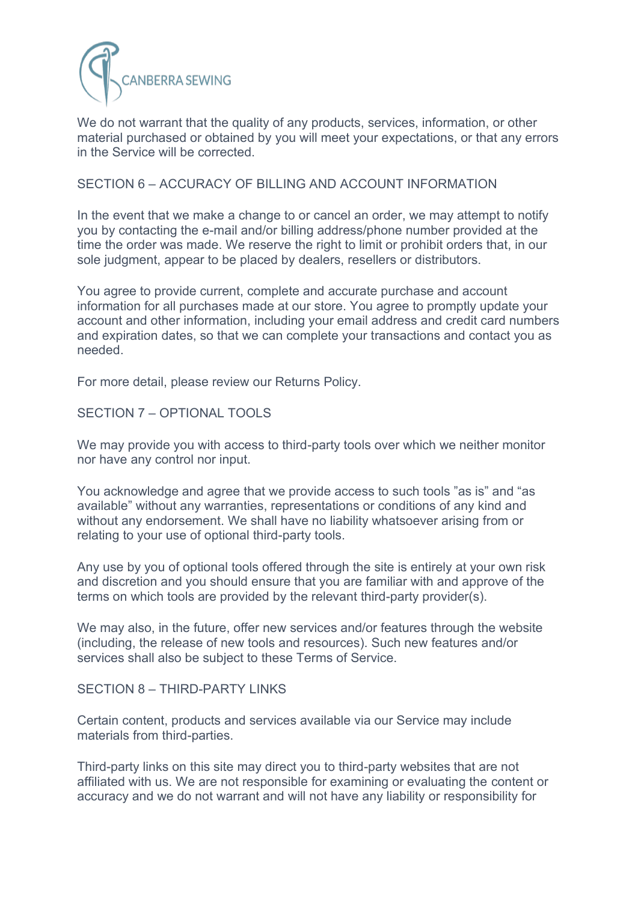We do not warrant that the quality of any products, services, information, or other material purchased or obtained by you will meet your expectations, or that any errors in the Service will be corrected.

## SECTION 6 – ACCURACY OF BILLING AND ACCOUNT INFORMATION

In the event that we make a change to or cancel an order, we may attempt to notify you by contacting the e-mail and/or billing address/phone number provided at the time the order was made. We reserve the right to limit or prohibit orders that, in our sole judgment, appear to be placed by dealers, resellers or distributors.

You agree to provide current, complete and accurate purchase and account information for all purchases made at our store. You agree to promptly update your account and other information, including your email address and credit card numbers and expiration dates, so that we can complete your transactions and contact you as needed.

For more detail, please review our Returns Policy.

## SECTION 7 – OPTIONAL TOOLS

We may provide you with access to third-party tools over which we neither monitor nor have any control nor input.

You acknowledge and agree that we provide access to such tools "as is" and "as available" without any warranties, representations or conditions of any kind and without any endorsement. We shall have no liability whatsoever arising from or relating to your use of optional third-party tools.

Any use by you of optional tools offered through the site is entirely at your own risk and discretion and you should ensure that you are familiar with and approve of the terms on which tools are provided by the relevant third-party provider(s).

We may also, in the future, offer new services and/or features through the website (including, the release of new tools and resources). Such new features and/or services shall also be subject to these Terms of Service.

## SECTION 8 – THIRD-PARTY LINKS

Certain content, products and services available via our Service may include materials from third-parties.

Third-party links on this site may direct you to third-party websites that are not affiliated with us. We are not responsible for examining or evaluating the content or accuracy and we do not warrant and will not have any liability or responsibility for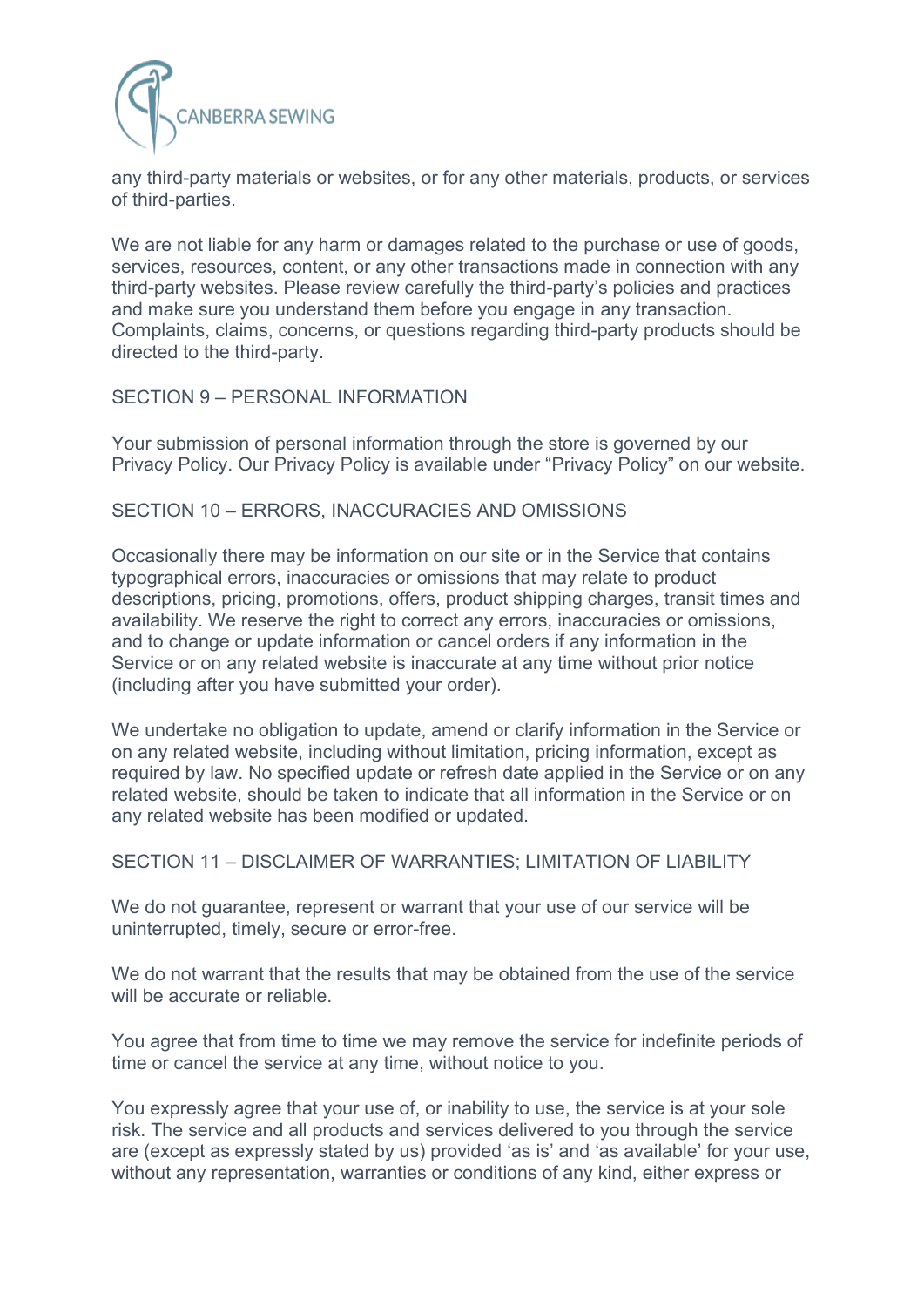any third-party materials or websites, or for any other materials, products, or services of third-parties.

We are not liable for any harm or damages related to the purchase or use of goods, services, resources, content, or any other transactions made in connection with any third-party websites. Please review carefully the third-party's policies and practices and make sure you understand them before you engage in any transaction. Complaints, claims, concerns, or questions regarding third-party products should be directed to the third-party.

## SECTION 9 – PERSONAL INFORMATION

Your submission of personal information through the store is governed by our Privacy Policy. Our Privacy Policy is available under "Privacy Policy" on our website.

## SECTION 10 – ERRORS, INACCURACIES AND OMISSIONS

Occasionally there may be information on our site or in the Service that contains typographical errors, inaccuracies or omissions that may relate to product descriptions, pricing, promotions, offers, product shipping charges, transit times and availability. We reserve the right to correct any errors, inaccuracies or omissions, and to change or update information or cancel orders if any information in the Service or on any related website is inaccurate at any time without prior notice (including after you have submitted your order).

We undertake no obligation to update, amend or clarify information in the Service or on any related website, including without limitation, pricing information, except as required by law. No specified update or refresh date applied in the Service or on any related website, should be taken to indicate that all information in the Service or on any related website has been modified or updated.

## SECTION 11 – DISCLAIMER OF WARRANTIES; LIMITATION OF LIABILITY

We do not guarantee, represent or warrant that your use of our service will be uninterrupted, timely, secure or error-free.

We do not warrant that the results that may be obtained from the use of the service will be accurate or reliable.

You agree that from time to time we may remove the service for indefinite periods of time or cancel the service at any time, without notice to you.

You expressly agree that your use of, or inability to use, the service is at your sole risk. The service and all products and services delivered to you through the service are (except as expressly stated by us) provided 'as is' and 'as available' for your use, without any representation, warranties or conditions of any kind, either express or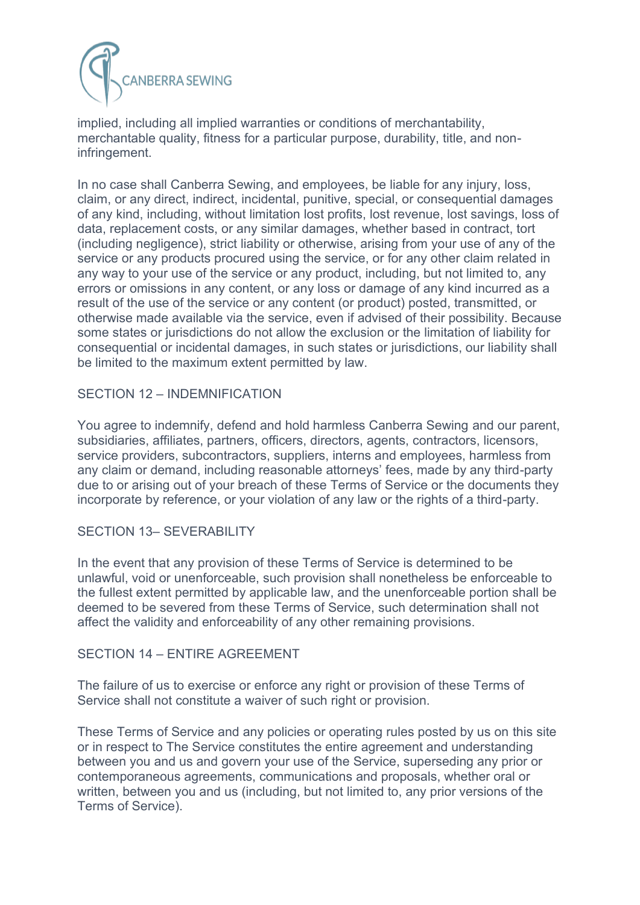implied, including all implied warranties or conditions of merchantability, merchantable quality, fitness for a particular purpose, durability, title, and non-infringement.

In no case shall Canberra Sewing, and employees, be liable for any injury, loss, claim, or any direct, indirect, incidental, punitive, special, or consequential damages of any kind, including, without limitation lost profits, lost revenue, lost savings, loss of data, replacement costs, or any similar damages, whether based in contract, tort (including negligence), strict liability or otherwise, arising from your use of any of the service or any products procured using the service, or for any other claim related in any way to your use of the service or any product, including, but not limited to, any errors or omissions in any content, or any loss or damage of any kind incurred as a result of the use of the service or any content (or product) posted, transmitted, or otherwise made available via the service, even if advised of their possibility. Because some states or jurisdictions do not allow the exclusion or the limitation of liability for consequential or incidental damages, in such states or jurisdictions, our liability shall be limited to the maximum extent permitted by law.

## SECTION 12 – INDEMNIFICATION

You agree to indemnify, defend and hold harmless Canberra Sewing and our parent, subsidiaries, affiliates, partners, officers, directors, agents, contractors, licensors, service providers, subcontractors, suppliers, interns and employees, harmless from any claim or demand, including reasonable attorneys' fees, made by any third-party due to or arising out of your breach of these Terms of Service or the documents they incorporate by reference, or your violation of any law or the rights of a third-party.

## SECTION 13– SEVERABILITY

In the event that any provision of these Terms of Service is determined to be unlawful, void or unenforceable, such provision shall nonetheless be enforceable to the fullest extent permitted by applicable law, and the unenforceable portion shall be deemed to be severed from these Terms of Service, such determination shall not affect the validity and enforceability of any other remaining provisions.

## SECTION 14 – ENTIRE AGREEMENT

The failure of us to exercise or enforce any right or provision of these Terms of Service shall not constitute a waiver of such right or provision.

These Terms of Service and any policies or operating rules posted by us on this site or in respect to The Service constitutes the entire agreement and understanding between you and us and govern your use of the Service, superseding any prior or contemporaneous agreements, communications and proposals, whether oral or written, between you and us (including, but not limited to, any prior versions of the Terms of Service).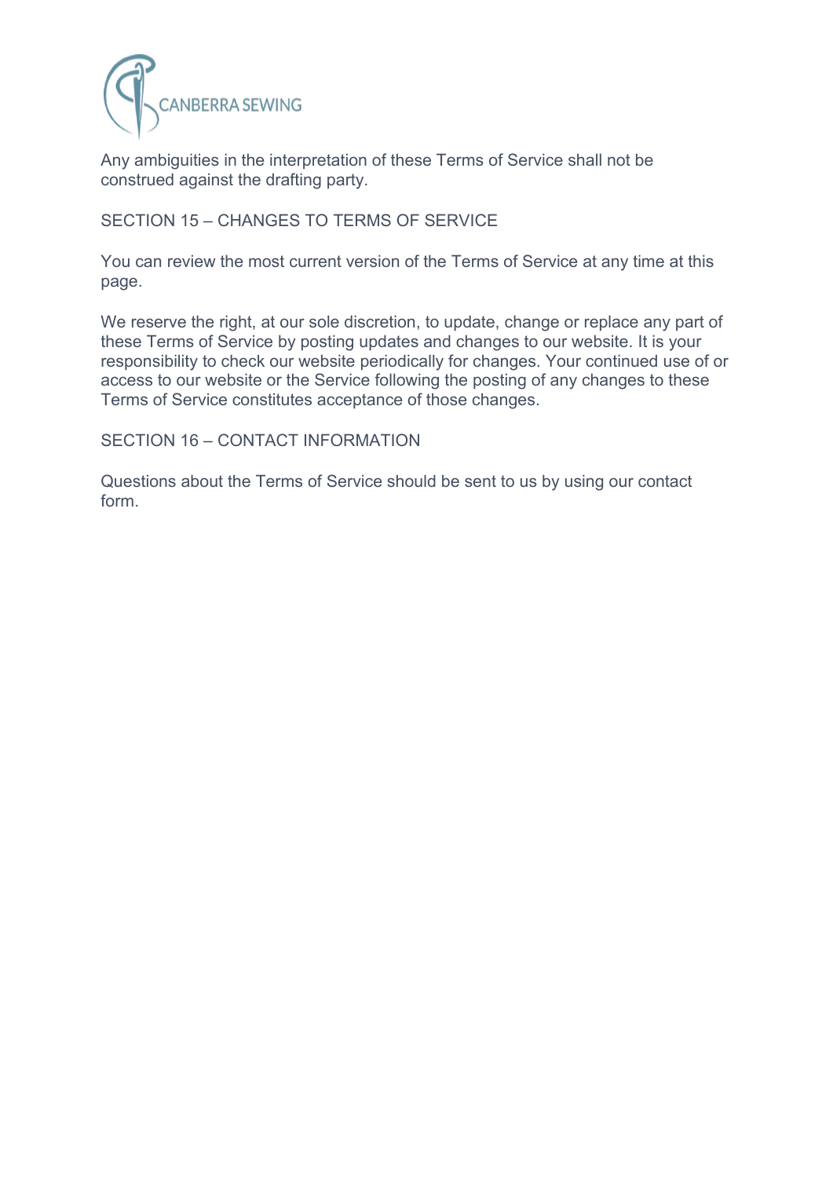Any ambiguities in the interpretation of these Terms of Service shall not be construed against the drafting party.

## SECTION 15 – CHANGES TO TERMS OF SERVICE

You can review the most current version of the Terms of Service at any time at this page.

We reserve the right, at our sole discretion, to update, change or replace any part of these Terms of Service by posting updates and changes to our website. It is your responsibility to check our website periodically for changes. Your continued use of or access to our website or the Service following the posting of any changes to these Terms of Service constitutes acceptance of those changes.

## SECTION 16 – CONTACT INFORMATION

Questions about the Terms of Service should be sent to us by using our contact form.